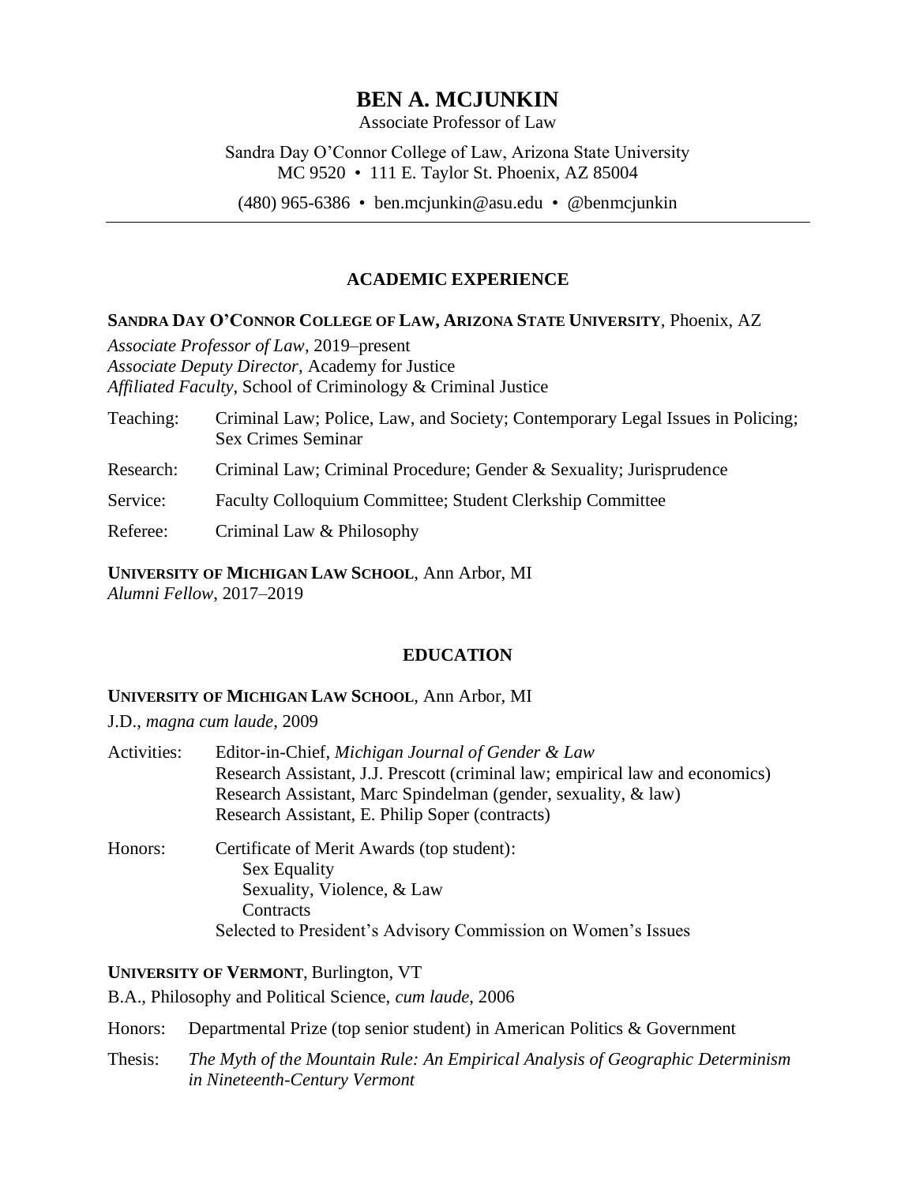# BEN A. MCJUNKIN

Associate Professor of Law

Sandra Day O'Connor College of Law, Arizona State University
MC 9520 • 111 E. Taylor St. Phoenix, AZ 85004

(480) 965-6386 • ben.mcjunkin@asu.edu • @benmcjunkin

---

## ACADEMIC EXPERIENCE

**SANDRA DAY O'CONNOR COLLEGE OF LAW, ARIZONA STATE UNIVERSITY**, Phoenix, AZ

*Associate Professor of Law*, 2019–present
*Associate Deputy Director,* Academy for Justice
*Affiliated Faculty*, School of Criminology & Criminal Justice

Teaching: Criminal Law; Police, Law, and Society; Contemporary Legal Issues in Policing; Sex Crimes Seminar

Research: Criminal Law; Criminal Procedure; Gender & Sexuality; Jurisprudence

Service: Faculty Colloquium Committee; Student Clerkship Committee

Referee: Criminal Law & Philosophy

**UNIVERSITY OF MICHIGAN LAW SCHOOL**, Ann Arbor, MI
*Alumni Fellow*, 2017–2019

## EDUCATION

**UNIVERSITY OF MICHIGAN LAW SCHOOL**, Ann Arbor, MI

J.D., *magna cum laude*, 2009

Activities: Editor-in-Chief, *Michigan Journal of Gender & Law*
Research Assistant, J.J. Prescott (criminal law; empirical law and economics)
Research Assistant, Marc Spindelman (gender, sexuality, & law)
Research Assistant, E. Philip Soper (contracts)

Honors: Certificate of Merit Awards (top student):
- Sex Equality
- Sexuality, Violence, & Law
- Contracts

Selected to President's Advisory Commission on Women's Issues

**UNIVERSITY OF VERMONT**, Burlington, VT

B.A., Philosophy and Political Science, *cum laude*, 2006

Honors: Departmental Prize (top senior student) in American Politics & Government

Thesis: *The Myth of the Mountain Rule: An Empirical Analysis of Geographic Determinism in Nineteenth-Century Vermont*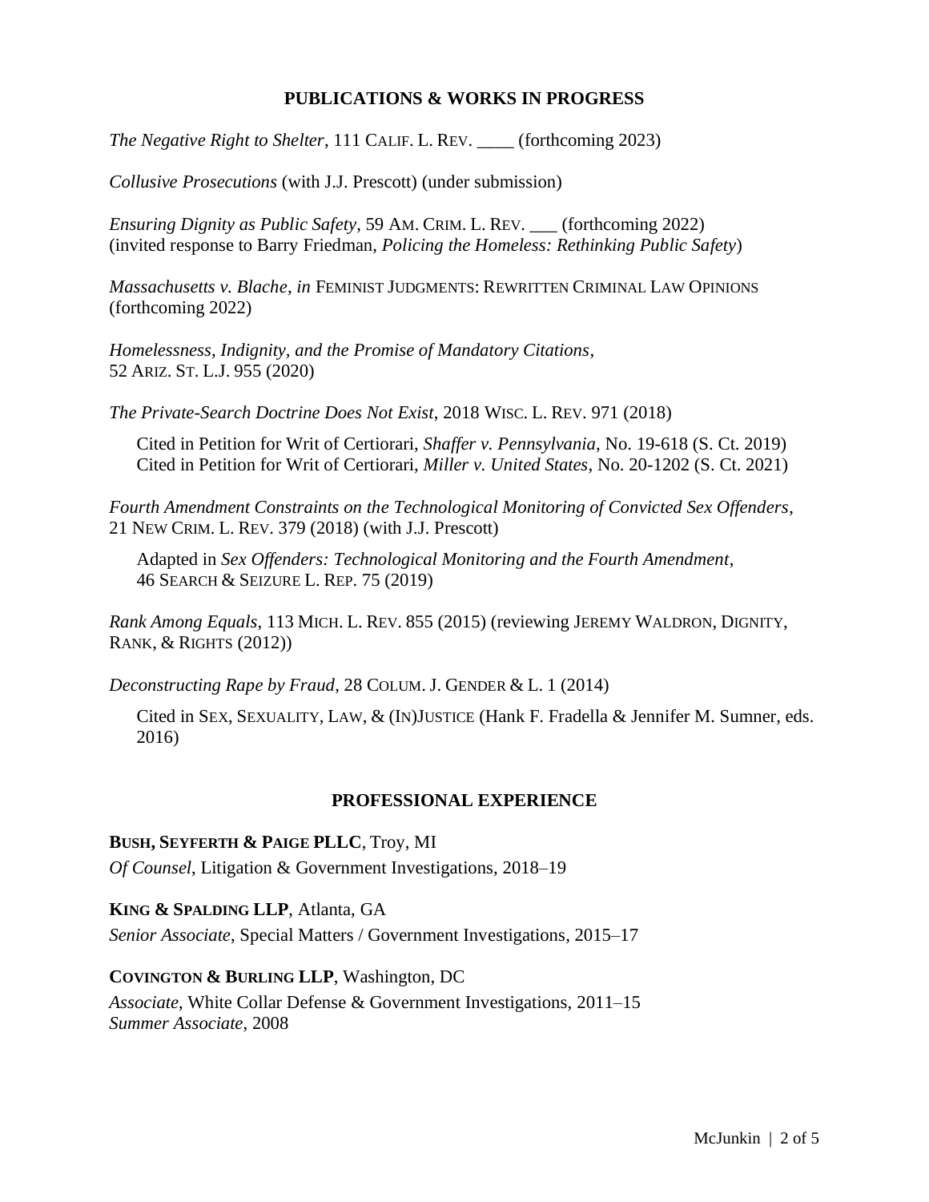## PUBLICATIONS & WORKS IN PROGRESS

*The Negative Right to Shelter*, 111 CALIF. L. REV. ____ (forthcoming 2023)

*Collusive Prosecutions* (with J.J. Prescott) (under submission)

*Ensuring Dignity as Public Safety*, 59 AM. CRIM. L. REV. ___ (forthcoming 2022) (invited response to Barry Friedman, *Policing the Homeless: Rethinking Public Safety*)

*Massachusetts v. Blache*, *in* FEMINIST JUDGMENTS: REWRITTEN CRIMINAL LAW OPINIONS (forthcoming 2022)

*Homelessness, Indignity, and the Promise of Mandatory Citations*, 52 ARIZ. ST. L.J. 955 (2020)

*The Private-Search Doctrine Does Not Exist*, 2018 WISC. L. REV. 971 (2018)

> Cited in Petition for Writ of Certiorari, *Shaffer v. Pennsylvania*, No. 19-618 (S. Ct. 2019)
> Cited in Petition for Writ of Certiorari, *Miller v. United States*, No. 20-1202 (S. Ct. 2021)

*Fourth Amendment Constraints on the Technological Monitoring of Convicted Sex Offenders*, 21 NEW CRIM. L. REV. 379 (2018) (with J.J. Prescott)

> Adapted in *Sex Offenders: Technological Monitoring and the Fourth Amendment*, 46 SEARCH & SEIZURE L. REP. 75 (2019)

*Rank Among Equals*, 113 MICH. L. REV. 855 (2015) (reviewing JEREMY WALDRON, DIGNITY, RANK, & RIGHTS (2012))

*Deconstructing Rape by Fraud*, 28 COLUM. J. GENDER & L. 1 (2014)

> Cited in SEX, SEXUALITY, LAW, & (IN)JUSTICE (Hank F. Fradella & Jennifer M. Sumner, eds. 2016)

## PROFESSIONAL EXPERIENCE

**BUSH, SEYFERTH & PAIGE PLLC**, Troy, MI
*Of Counsel*, Litigation & Government Investigations, 2018–19

**KING & SPALDING LLP**, Atlanta, GA
*Senior Associate*, Special Matters / Government Investigations, 2015–17

**COVINGTON & BURLING LLP**, Washington, DC
*Associate*, White Collar Defense & Government Investigations, 2011–15
*Summer Associate*, 2008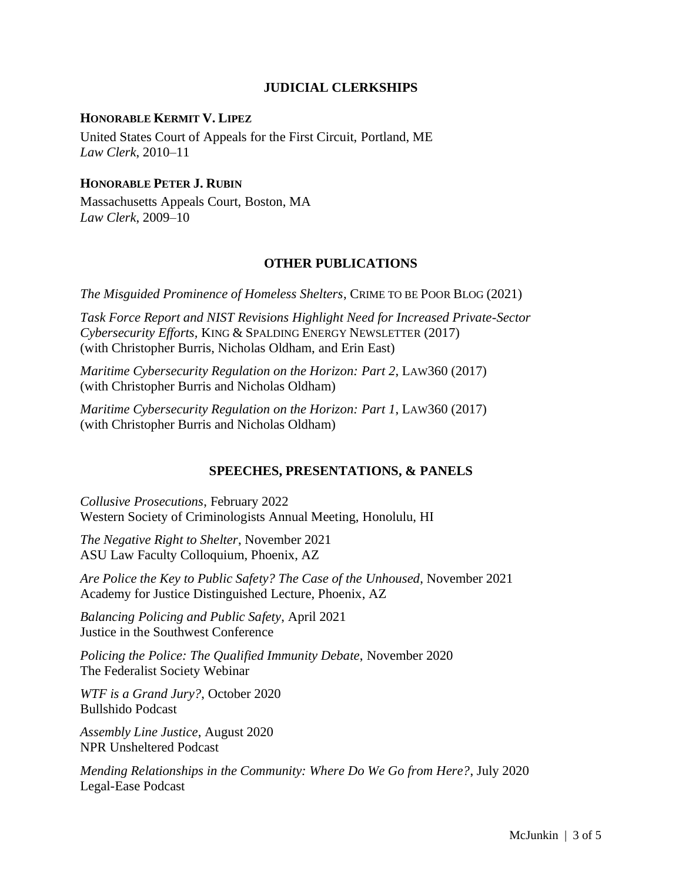## JUDICIAL CLERKSHIPS

**HONORABLE KERMIT V. LIPEZ**

United States Court of Appeals for the First Circuit, Portland, ME
*Law Clerk*, 2010–11

**HONORABLE PETER J. RUBIN**

Massachusetts Appeals Court, Boston, MA
*Law Clerk*, 2009–10

## OTHER PUBLICATIONS

*The Misguided Prominence of Homeless Shelters*, CRIME TO BE POOR BLOG (2021)

*Task Force Report and NIST Revisions Highlight Need for Increased Private-Sector Cybersecurity Efforts*, KING & SPALDING ENERGY NEWSLETTER (2017)
(with Christopher Burris, Nicholas Oldham, and Erin East)

*Maritime Cybersecurity Regulation on the Horizon: Part 2*, LAW360 (2017)
(with Christopher Burris and Nicholas Oldham)

*Maritime Cybersecurity Regulation on the Horizon: Part 1*, LAW360 (2017)
(with Christopher Burris and Nicholas Oldham)

## SPEECHES, PRESENTATIONS, & PANELS

*Collusive Prosecutions*, February 2022
Western Society of Criminologists Annual Meeting, Honolulu, HI

*The Negative Right to Shelter*, November 2021
ASU Law Faculty Colloquium, Phoenix, AZ

*Are Police the Key to Public Safety? The Case of the Unhoused*, November 2021
Academy for Justice Distinguished Lecture, Phoenix, AZ

*Balancing Policing and Public Safety*, April 2021
Justice in the Southwest Conference

*Policing the Police: The Qualified Immunity Debate*, November 2020
The Federalist Society Webinar

*WTF is a Grand Jury?*, October 2020
Bullshido Podcast

*Assembly Line Justice*, August 2020
NPR Unsheltered Podcast

*Mending Relationships in the Community: Where Do We Go from Here?*, July 2020
Legal-Ease Podcast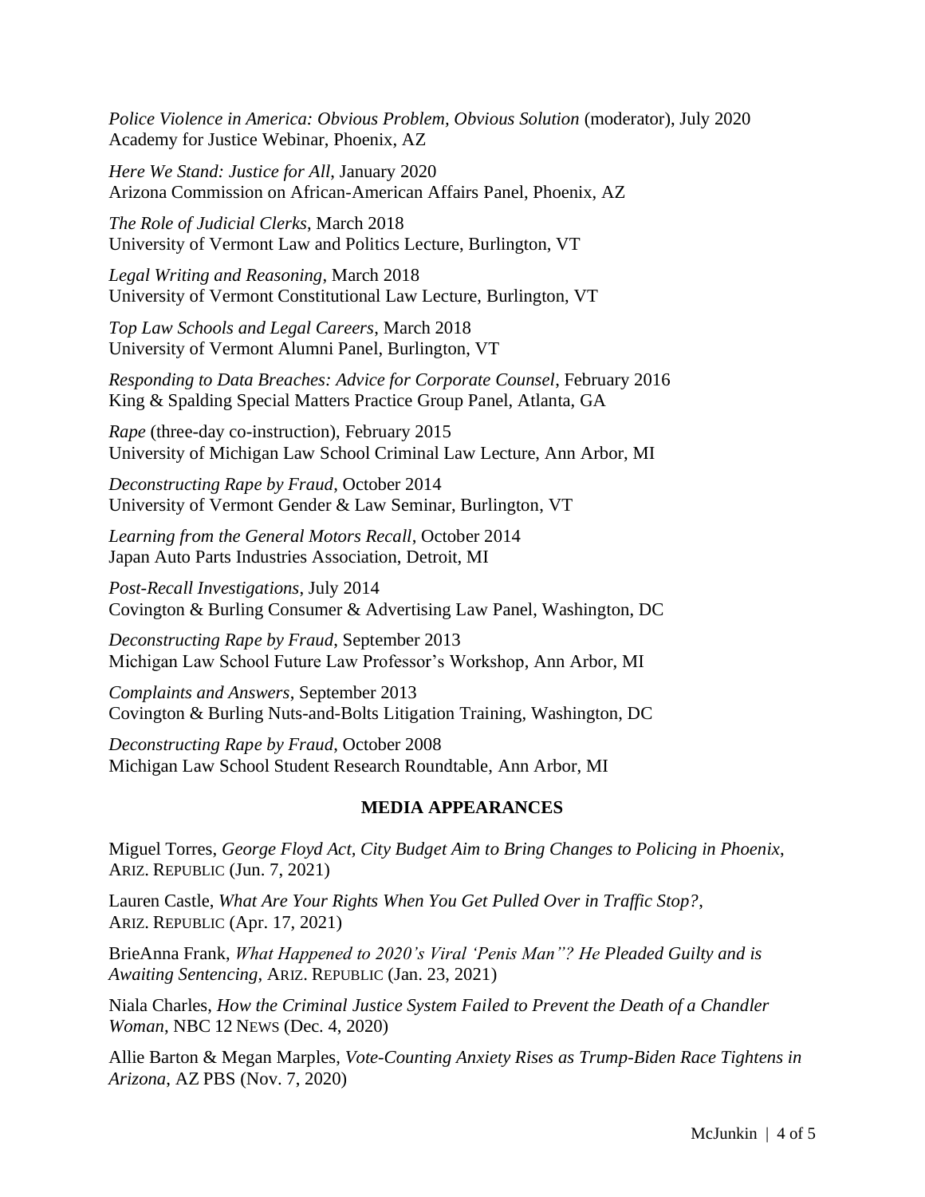*Police Violence in America: Obvious Problem, Obvious Solution* (moderator), July 2020
Academy for Justice Webinar, Phoenix, AZ

*Here We Stand: Justice for All*, January 2020
Arizona Commission on African-American Affairs Panel, Phoenix, AZ

*The Role of Judicial Clerks*, March 2018
University of Vermont Law and Politics Lecture, Burlington, VT

*Legal Writing and Reasoning*, March 2018
University of Vermont Constitutional Law Lecture, Burlington, VT

*Top Law Schools and Legal Careers*, March 2018
University of Vermont Alumni Panel, Burlington, VT

*Responding to Data Breaches: Advice for Corporate Counsel*, February 2016
King & Spalding Special Matters Practice Group Panel, Atlanta, GA

*Rape* (three-day co-instruction), February 2015
University of Michigan Law School Criminal Law Lecture, Ann Arbor, MI

*Deconstructing Rape by Fraud*, October 2014
University of Vermont Gender & Law Seminar, Burlington, VT

*Learning from the General Motors Recall*, October 2014
Japan Auto Parts Industries Association, Detroit, MI

*Post-Recall Investigations*, July 2014
Covington & Burling Consumer & Advertising Law Panel, Washington, DC

*Deconstructing Rape by Fraud*, September 2013
Michigan Law School Future Law Professor's Workshop, Ann Arbor, MI

*Complaints and Answers*, September 2013
Covington & Burling Nuts-and-Bolts Litigation Training, Washington, DC

*Deconstructing Rape by Fraud*, October 2008
Michigan Law School Student Research Roundtable, Ann Arbor, MI

## MEDIA APPEARANCES

Miguel Torres, *George Floyd Act, City Budget Aim to Bring Changes to Policing in Phoenix*, ARIZ. REPUBLIC (Jun. 7, 2021)

Lauren Castle, *What Are Your Rights When You Get Pulled Over in Traffic Stop?*, ARIZ. REPUBLIC (Apr. 17, 2021)

BrieAnna Frank, *What Happened to 2020's Viral 'Penis Man"? He Pleaded Guilty and is Awaiting Sentencing*, ARIZ. REPUBLIC (Jan. 23, 2021)

Niala Charles, *How the Criminal Justice System Failed to Prevent the Death of a Chandler Woman*, NBC 12 NEWS (Dec. 4, 2020)

Allie Barton & Megan Marples, *Vote-Counting Anxiety Rises as Trump-Biden Race Tightens in Arizona*, AZ PBS (Nov. 7, 2020)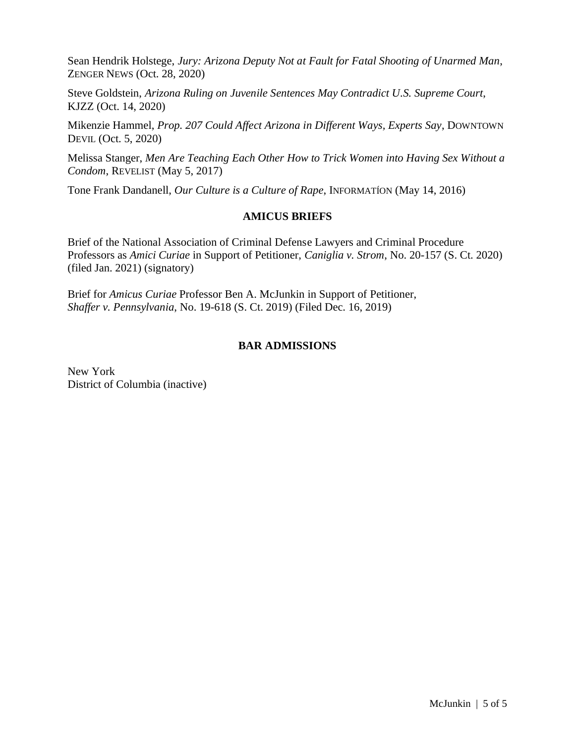Sean Hendrik Holstege, *Jury: Arizona Deputy Not at Fault for Fatal Shooting of Unarmed Man*, ZENGER NEWS (Oct. 28, 2020)

Steve Goldstein, *Arizona Ruling on Juvenile Sentences May Contradict U.S. Supreme Court*, KJZZ (Oct. 14, 2020)

Mikenzie Hammel, *Prop. 207 Could Affect Arizona in Different Ways, Experts Say*, DOWNTOWN DEVIL (Oct. 5, 2020)

Melissa Stanger, *Men Are Teaching Each Other How to Trick Women into Having Sex Without a Condom*, REVELIST (May 5, 2017)

Tone Frank Dandanell, *Our Culture is a Culture of Rape*, INFORMATÍON (May 14, 2016)

## AMICUS BRIEFS

Brief of the National Association of Criminal Defense Lawyers and Criminal Procedure Professors as *Amici Curiae* in Support of Petitioner, *Caniglia v. Strom*, No. 20-157 (S. Ct. 2020) (filed Jan. 2021) (signatory)

Brief for *Amicus Curiae* Professor Ben A. McJunkin in Support of Petitioner, *Shaffer v. Pennsylvania*, No. 19-618 (S. Ct. 2019) (Filed Dec. 16, 2019)

## BAR ADMISSIONS

New York
District of Columbia (inactive)